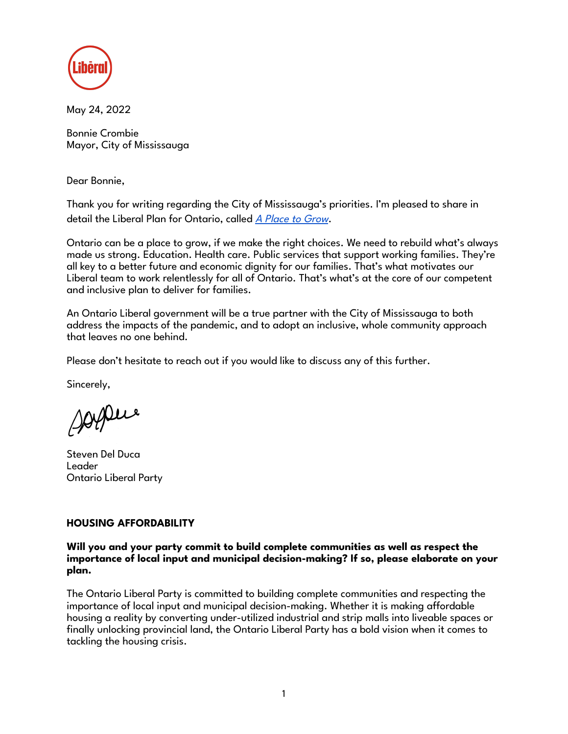May 24, 2022

Bonnie Crombie
Mayor, City of Mississauga

Dear Bonnie,

Thank you for writing regarding the City of Mississauga's priorities. I'm pleased to share in detail the Liberal Plan for Ontario, called *A Place to Grow*.

Ontario can be a place to grow, if we make the right choices. We need to rebuild what's always made us strong. Education. Health care. Public services that support working families. They're all key to a better future and economic dignity for our families. That's what motivates our Liberal team to work relentlessly for all of Ontario. That's what's at the core of our competent and inclusive plan to deliver for families.

An Ontario Liberal government will be a true partner with the City of Mississauga to both address the impacts of the pandemic, and to adopt an inclusive, whole community approach that leaves no one behind.

Please don't hesitate to reach out if you would like to discuss any of this further.

Sincerely,

Steven Del Duca
Leader
Ontario Liberal Party

## HOUSING AFFORDABILITY

**Will you and your party commit to build complete communities as well as respect the importance of local input and municipal decision-making? If so, please elaborate on your plan.**

The Ontario Liberal Party is committed to building complete communities and respecting the importance of local input and municipal decision-making. Whether it is making affordable housing a reality by converting under-utilized industrial and strip malls into liveable spaces or finally unlocking provincial land, the Ontario Liberal Party has a bold vision when it comes to tackling the housing crisis.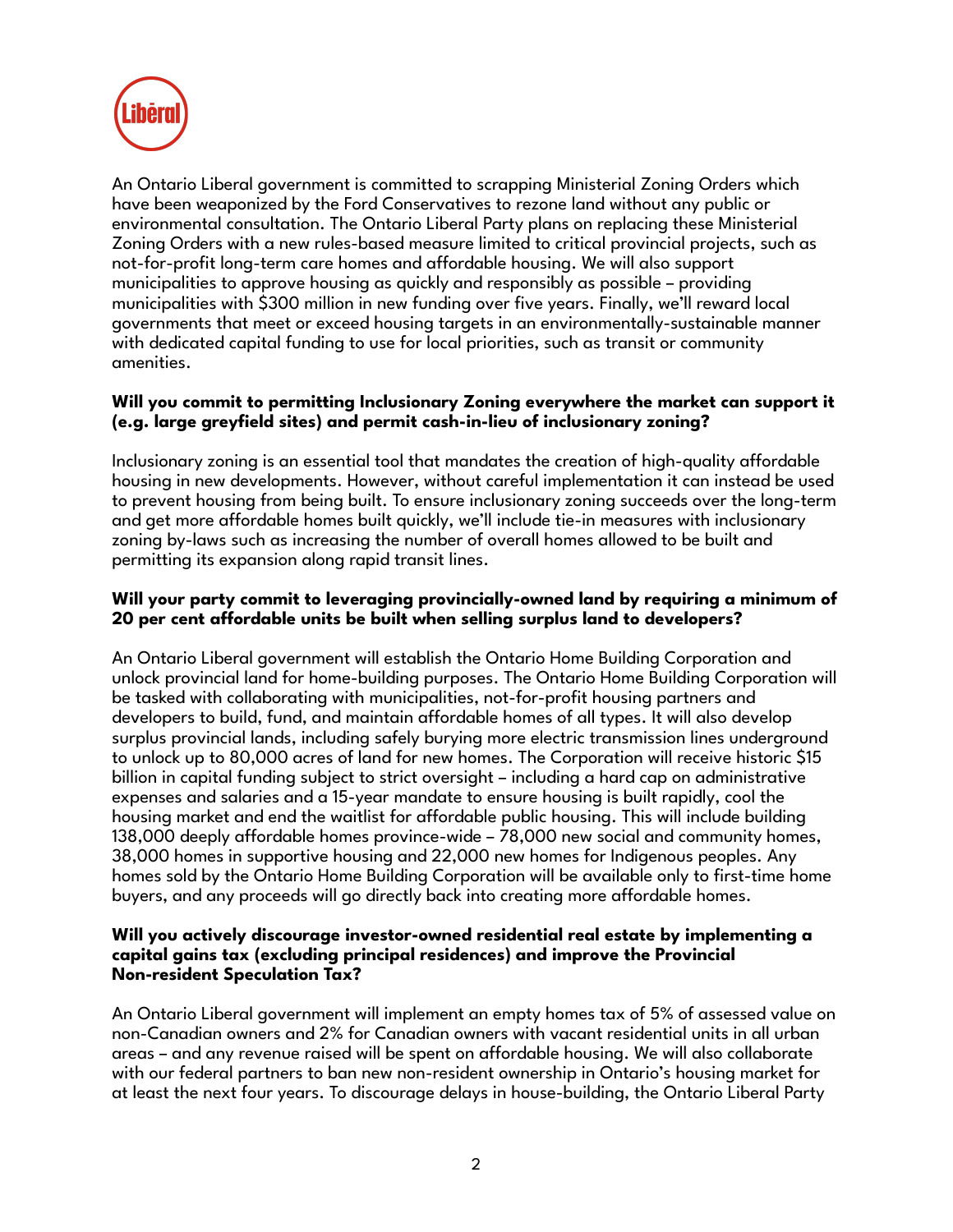An Ontario Liberal government is committed to scrapping Ministerial Zoning Orders which have been weaponized by the Ford Conservatives to rezone land without any public or environmental consultation. The Ontario Liberal Party plans on replacing these Ministerial Zoning Orders with a new rules-based measure limited to critical provincial projects, such as not-for-profit long-term care homes and affordable housing. We will also support municipalities to approve housing as quickly and responsibly as possible – providing municipalities with $300 million in new funding over five years. Finally, we'll reward local governments that meet or exceed housing targets in an environmentally-sustainable manner with dedicated capital funding to use for local priorities, such as transit or community amenities.

**Will you commit to permitting Inclusionary Zoning everywhere the market can support it (e.g. large greyfield sites) and permit cash-in-lieu of inclusionary zoning?**

Inclusionary zoning is an essential tool that mandates the creation of high-quality affordable housing in new developments. However, without careful implementation it can instead be used to prevent housing from being built. To ensure inclusionary zoning succeeds over the long-term and get more affordable homes built quickly, we'll include tie-in measures with inclusionary zoning by-laws such as increasing the number of overall homes allowed to be built and permitting its expansion along rapid transit lines.

**Will your party commit to leveraging provincially-owned land by requiring a minimum of 20 per cent affordable units be built when selling surplus land to developers?**

An Ontario Liberal government will establish the Ontario Home Building Corporation and unlock provincial land for home-building purposes. The Ontario Home Building Corporation will be tasked with collaborating with municipalities, not-for-profit housing partners and developers to build, fund, and maintain affordable homes of all types. It will also develop surplus provincial lands, including safely burying more electric transmission lines underground to unlock up to 80,000 acres of land for new homes. The Corporation will receive historic $15 billion in capital funding subject to strict oversight – including a hard cap on administrative expenses and salaries and a 15-year mandate to ensure housing is built rapidly, cool the housing market and end the waitlist for affordable public housing. This will include building 138,000 deeply affordable homes province-wide – 78,000 new social and community homes, 38,000 homes in supportive housing and 22,000 new homes for Indigenous peoples. Any homes sold by the Ontario Home Building Corporation will be available only to first-time home buyers, and any proceeds will go directly back into creating more affordable homes.

**Will you actively discourage investor-owned residential real estate by implementing a capital gains tax (excluding principal residences) and improve the Provincial Non-resident Speculation Tax?**

An Ontario Liberal government will implement an empty homes tax of 5% of assessed value on non-Canadian owners and 2% for Canadian owners with vacant residential units in all urban areas – and any revenue raised will be spent on affordable housing. We will also collaborate with our federal partners to ban new non-resident ownership in Ontario's housing market for at least the next four years. To discourage delays in house-building, the Ontario Liberal Party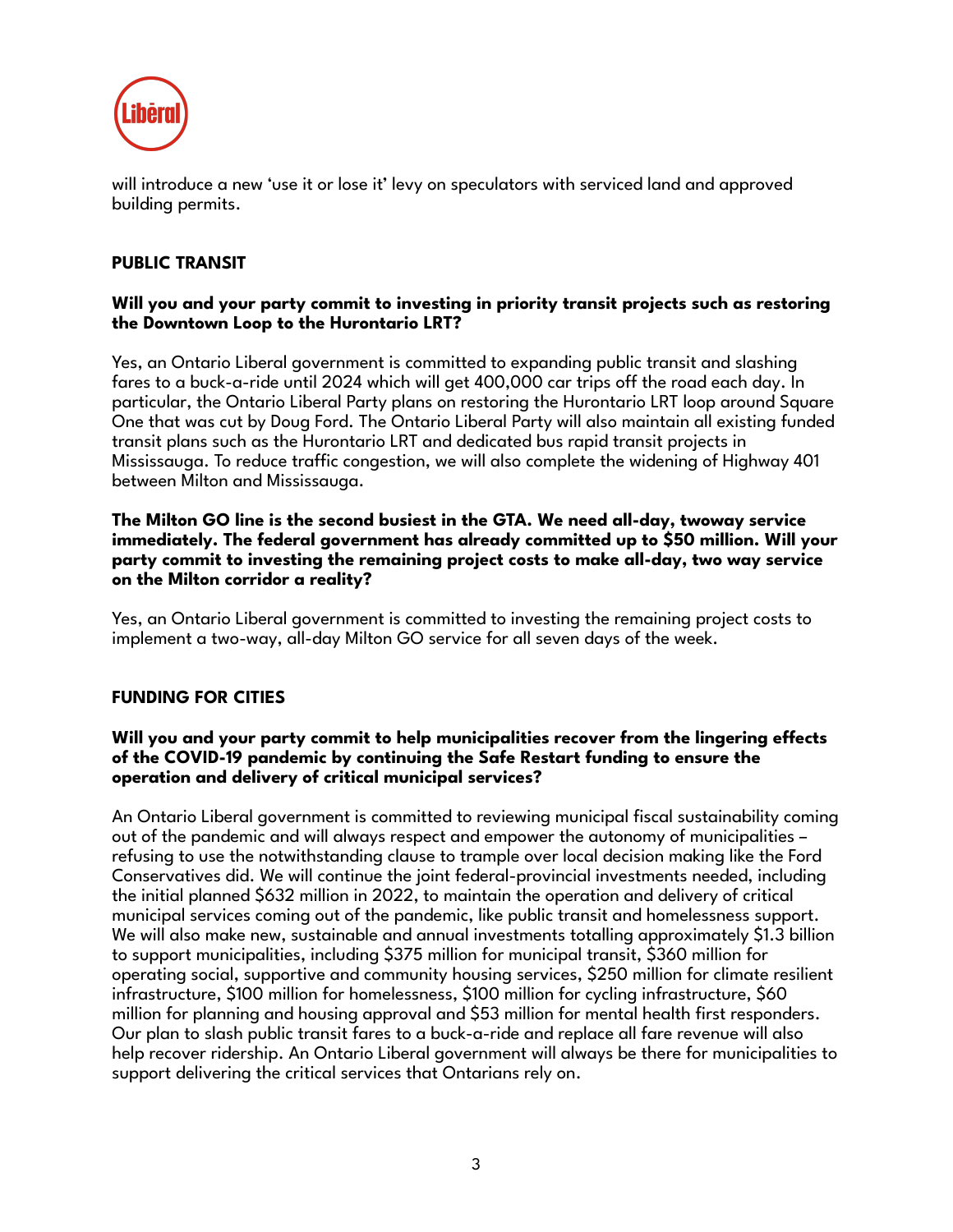will introduce a new 'use it or lose it' levy on speculators with serviced land and approved building permits.

## PUBLIC TRANSIT

**Will you and your party commit to investing in priority transit projects such as restoring the Downtown Loop to the Hurontario LRT?**

Yes, an Ontario Liberal government is committed to expanding public transit and slashing fares to a buck-a-ride until 2024 which will get 400,000 car trips off the road each day. In particular, the Ontario Liberal Party plans on restoring the Hurontario LRT loop around Square One that was cut by Doug Ford. The Ontario Liberal Party will also maintain all existing funded transit plans such as the Hurontario LRT and dedicated bus rapid transit projects in Mississauga. To reduce traffic congestion, we will also complete the widening of Highway 401 between Milton and Mississauga.

**The Milton GO line is the second busiest in the GTA. We need all-day, twoway service immediately. The federal government has already committed up to $50 million. Will your party commit to investing the remaining project costs to make all-day, two way service on the Milton corridor a reality?**

Yes, an Ontario Liberal government is committed to investing the remaining project costs to implement a two-way, all-day Milton GO service for all seven days of the week.

## FUNDING FOR CITIES

**Will you and your party commit to help municipalities recover from the lingering effects of the COVID-19 pandemic by continuing the Safe Restart funding to ensure the operation and delivery of critical municipal services?**

An Ontario Liberal government is committed to reviewing municipal fiscal sustainability coming out of the pandemic and will always respect and empower the autonomy of municipalities – refusing to use the notwithstanding clause to trample over local decision making like the Ford Conservatives did. We will continue the joint federal-provincial investments needed, including the initial planned $632 million in 2022, to maintain the operation and delivery of critical municipal services coming out of the pandemic, like public transit and homelessness support. We will also make new, sustainable and annual investments totalling approximately $1.3 billion to support municipalities, including $375 million for municipal transit, $360 million for operating social, supportive and community housing services, $250 million for climate resilient infrastructure, $100 million for homelessness, $100 million for cycling infrastructure, $60 million for planning and housing approval and $53 million for mental health first responders. Our plan to slash public transit fares to a buck-a-ride and replace all fare revenue will also help recover ridership. An Ontario Liberal government will always be there for municipalities to support delivering the critical services that Ontarians rely on.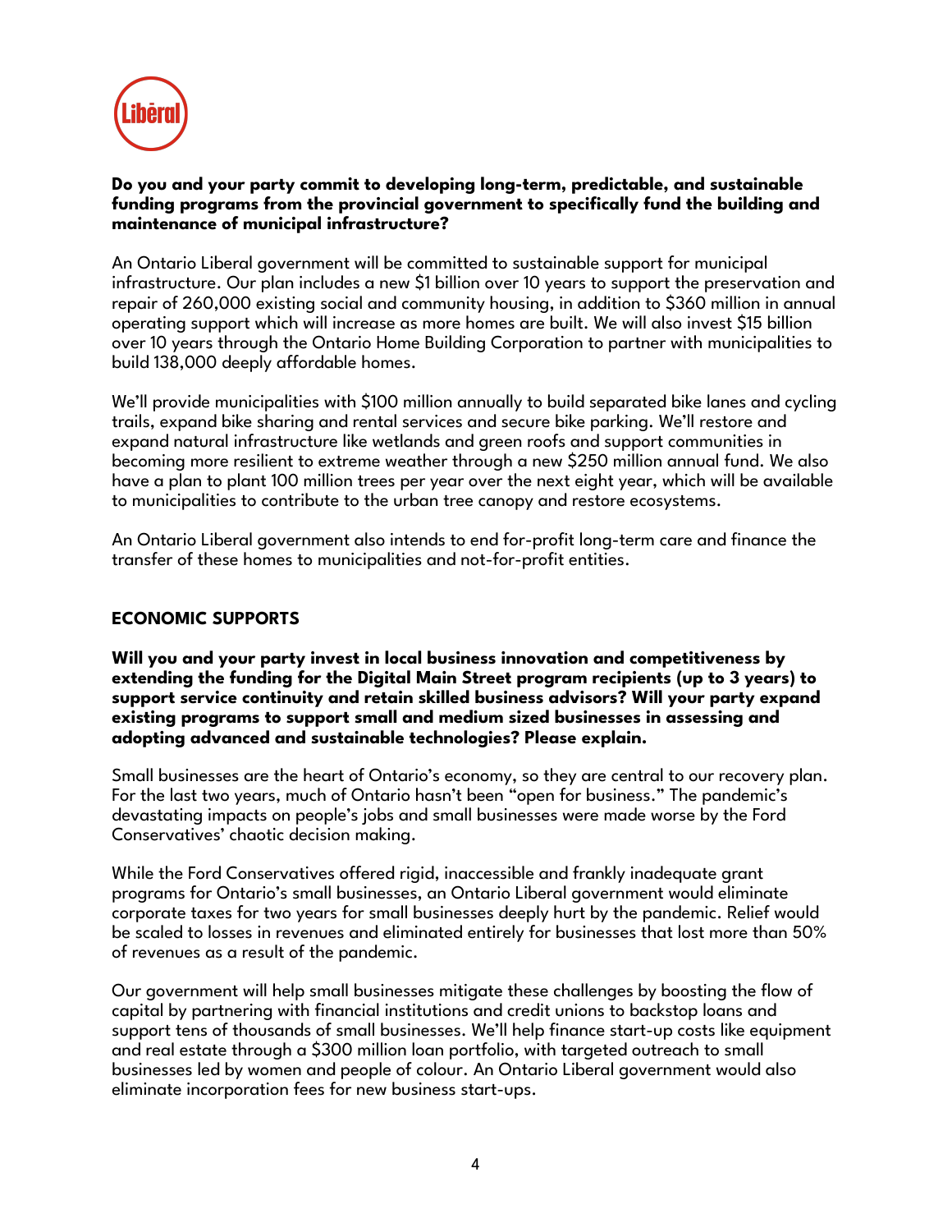**Do you and your party commit to developing long-term, predictable, and sustainable funding programs from the provincial government to specifically fund the building and maintenance of municipal infrastructure?**

An Ontario Liberal government will be committed to sustainable support for municipal infrastructure. Our plan includes a new $1 billion over 10 years to support the preservation and repair of 260,000 existing social and community housing, in addition to $360 million in annual operating support which will increase as more homes are built. We will also invest $15 billion over 10 years through the Ontario Home Building Corporation to partner with municipalities to build 138,000 deeply affordable homes.

We'll provide municipalities with $100 million annually to build separated bike lanes and cycling trails, expand bike sharing and rental services and secure bike parking. We'll restore and expand natural infrastructure like wetlands and green roofs and support communities in becoming more resilient to extreme weather through a new $250 million annual fund. We also have a plan to plant 100 million trees per year over the next eight year, which will be available to municipalities to contribute to the urban tree canopy and restore ecosystems.

An Ontario Liberal government also intends to end for-profit long-term care and finance the transfer of these homes to municipalities and not-for-profit entities.

## ECONOMIC SUPPORTS

**Will you and your party invest in local business innovation and competitiveness by extending the funding for the Digital Main Street program recipients (up to 3 years) to support service continuity and retain skilled business advisors? Will your party expand existing programs to support small and medium sized businesses in assessing and adopting advanced and sustainable technologies? Please explain.**

Small businesses are the heart of Ontario's economy, so they are central to our recovery plan. For the last two years, much of Ontario hasn't been "open for business." The pandemic's devastating impacts on people's jobs and small businesses were made worse by the Ford Conservatives' chaotic decision making.

While the Ford Conservatives offered rigid, inaccessible and frankly inadequate grant programs for Ontario's small businesses, an Ontario Liberal government would eliminate corporate taxes for two years for small businesses deeply hurt by the pandemic. Relief would be scaled to losses in revenues and eliminated entirely for businesses that lost more than 50% of revenues as a result of the pandemic.

Our government will help small businesses mitigate these challenges by boosting the flow of capital by partnering with financial institutions and credit unions to backstop loans and support tens of thousands of small businesses. We'll help finance start-up costs like equipment and real estate through a $300 million loan portfolio, with targeted outreach to small businesses led by women and people of colour. An Ontario Liberal government would also eliminate incorporation fees for new business start-ups.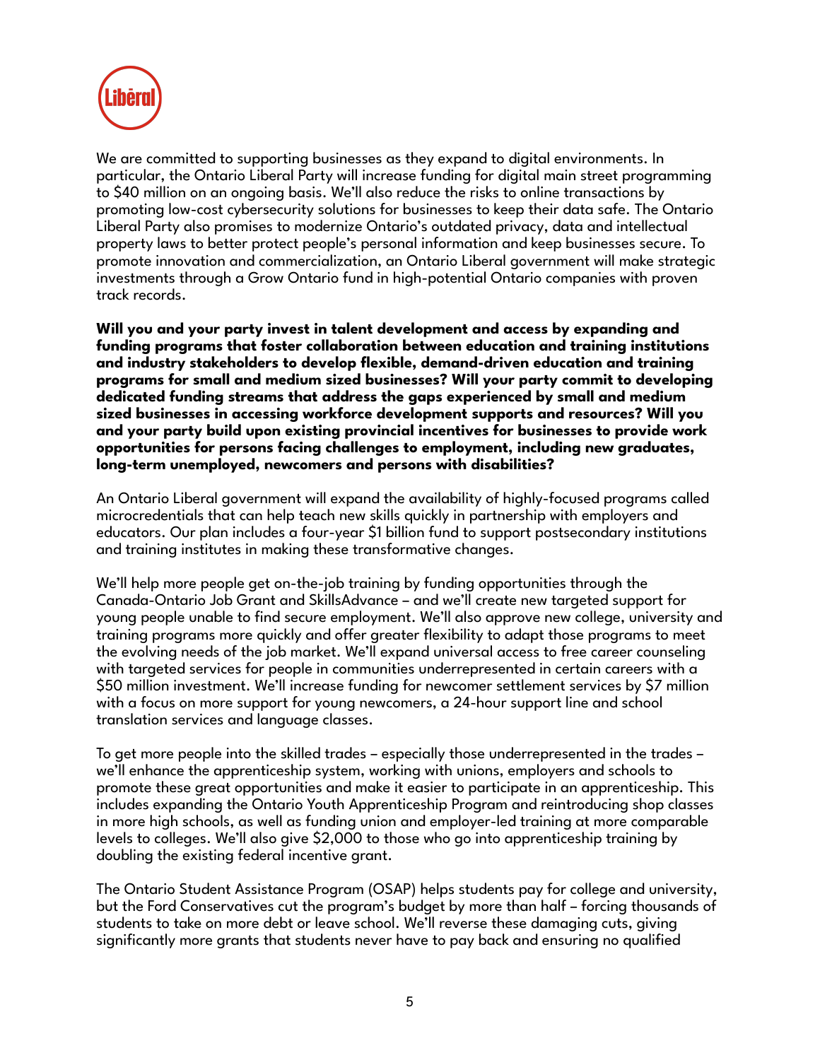We are committed to supporting businesses as they expand to digital environments. In particular, the Ontario Liberal Party will increase funding for digital main street programming to $40 million on an ongoing basis. We'll also reduce the risks to online transactions by promoting low-cost cybersecurity solutions for businesses to keep their data safe. The Ontario Liberal Party also promises to modernize Ontario's outdated privacy, data and intellectual property laws to better protect people's personal information and keep businesses secure. To promote innovation and commercialization, an Ontario Liberal government will make strategic investments through a Grow Ontario fund in high-potential Ontario companies with proven track records.

**Will you and your party invest in talent development and access by expanding and funding programs that foster collaboration between education and training institutions and industry stakeholders to develop flexible, demand-driven education and training programs for small and medium sized businesses? Will your party commit to developing dedicated funding streams that address the gaps experienced by small and medium sized businesses in accessing workforce development supports and resources? Will you and your party build upon existing provincial incentives for businesses to provide work opportunities for persons facing challenges to employment, including new graduates, long-term unemployed, newcomers and persons with disabilities?**

An Ontario Liberal government will expand the availability of highly-focused programs called microcredentials that can help teach new skills quickly in partnership with employers and educators. Our plan includes a four-year $1 billion fund to support postsecondary institutions and training institutes in making these transformative changes.

We'll help more people get on-the-job training by funding opportunities through the Canada-Ontario Job Grant and SkillsAdvance – and we'll create new targeted support for young people unable to find secure employment. We'll also approve new college, university and training programs more quickly and offer greater flexibility to adapt those programs to meet the evolving needs of the job market. We'll expand universal access to free career counseling with targeted services for people in communities underrepresented in certain careers with a $50 million investment. We'll increase funding for newcomer settlement services by $7 million with a focus on more support for young newcomers, a 24-hour support line and school translation services and language classes.

To get more people into the skilled trades – especially those underrepresented in the trades – we'll enhance the apprenticeship system, working with unions, employers and schools to promote these great opportunities and make it easier to participate in an apprenticeship. This includes expanding the Ontario Youth Apprenticeship Program and reintroducing shop classes in more high schools, as well as funding union and employer-led training at more comparable levels to colleges. We'll also give $2,000 to those who go into apprenticeship training by doubling the existing federal incentive grant.

The Ontario Student Assistance Program (OSAP) helps students pay for college and university, but the Ford Conservatives cut the program's budget by more than half – forcing thousands of students to take on more debt or leave school. We'll reverse these damaging cuts, giving significantly more grants that students never have to pay back and ensuring no qualified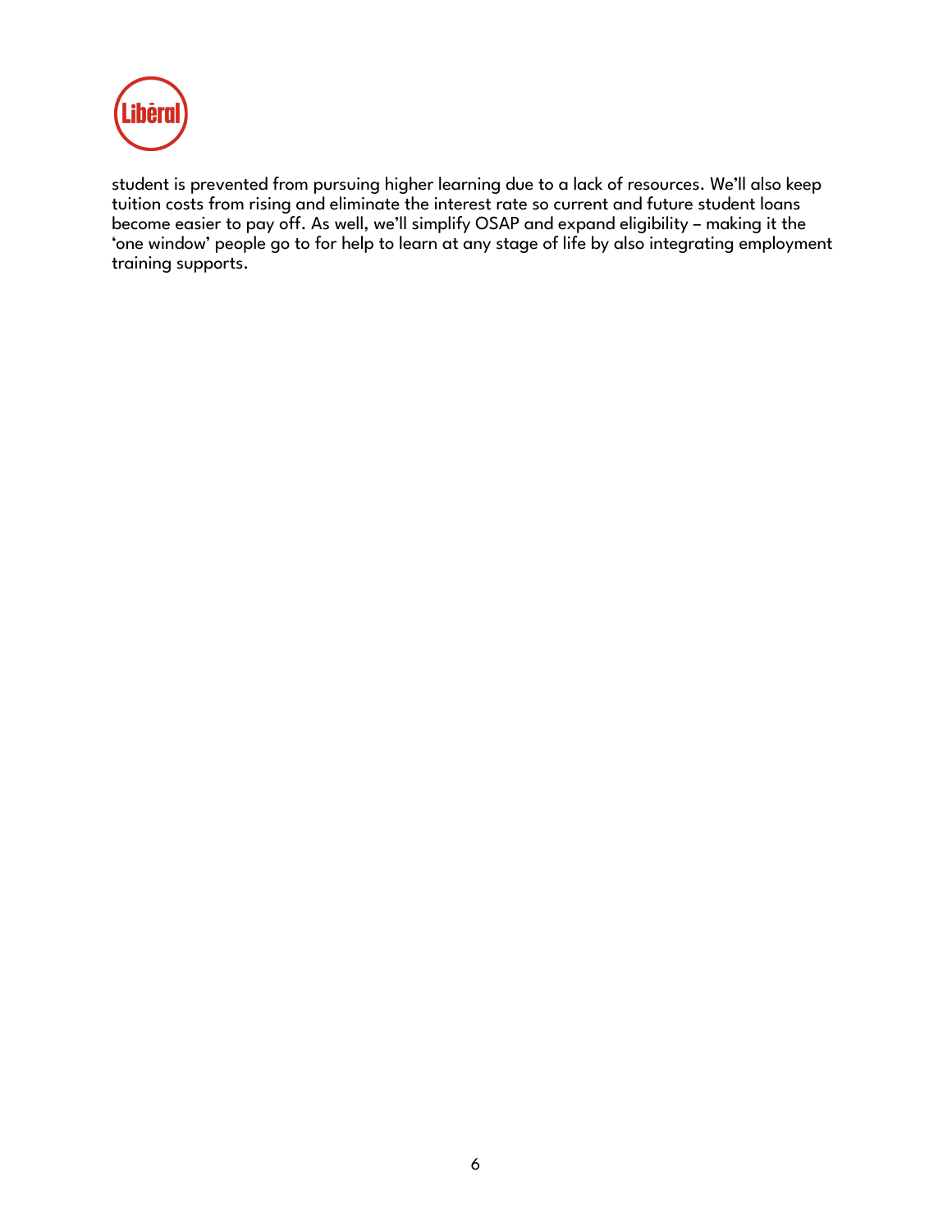student is prevented from pursuing higher learning due to a lack of resources. We'll also keep tuition costs from rising and eliminate the interest rate so current and future student loans become easier to pay off. As well, we'll simplify OSAP and expand eligibility – making it the 'one window' people go to for help to learn at any stage of life by also integrating employment training supports.